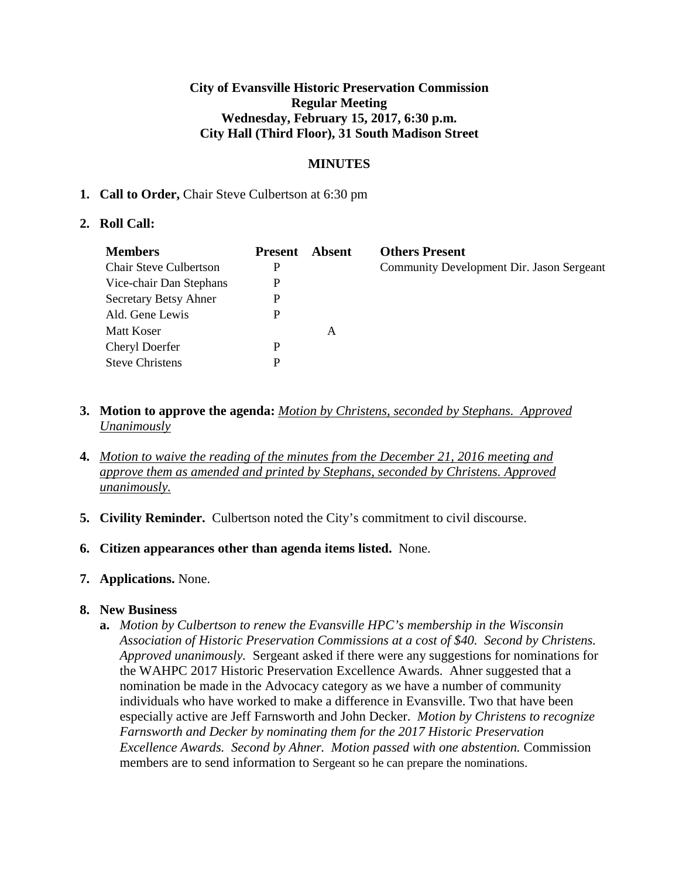**City of Evansville Historic Preservation Commission**
**Regular Meeting**
**Wednesday, February 15, 2017, 6:30 p.m.**
**City Hall (Third Floor), 31 South Madison Street**

**MINUTES**

1. **Call to Order,** Chair Steve Culbertson at 6:30 pm

2. **Roll Call:**

| Members | Present | Absent | Others Present |
|---|---|---|---|
| Chair Steve Culbertson | P | | Community Development Dir. Jason Sergeant |
| Vice-chair Dan Stephans | P | | |
| Secretary Betsy Ahner | P | | |
| Ald. Gene Lewis | P | | |
| Matt Koser | | A | |
| Cheryl Doerfer | P | | |
| Steve Christens | P | | |

3. **Motion to approve the agenda:** *Motion by Christens, seconded by Stephans. Approved Unanimously*

4. *Motion to waive the reading of the minutes from the December 21, 2016 meeting and approve them as amended and printed by Stephans, seconded by Christens. Approved unanimously.*

5. **Civility Reminder.** Culbertson noted the City's commitment to civil discourse.

6. **Citizen appearances other than agenda items listed.** None.

7. **Applications.** None.

8. **New Business**
   a. *Motion by Culbertson to renew the Evansville HPC's membership in the Wisconsin Association of Historic Preservation Commissions at a cost of $40. Second by Christens. Approved unanimously.* Sergeant asked if there were any suggestions for nominations for the WAHPC 2017 Historic Preservation Excellence Awards. Ahner suggested that a nomination be made in the Advocacy category as we have a number of community individuals who have worked to make a difference in Evansville. Two that have been especially active are Jeff Farnsworth and John Decker. *Motion by Christens to recognize Farnsworth and Decker by nominating them for the 2017 Historic Preservation Excellence Awards. Second by Ahner. Motion passed with one abstention.* Commission members are to send information to Sergeant so he can prepare the nominations.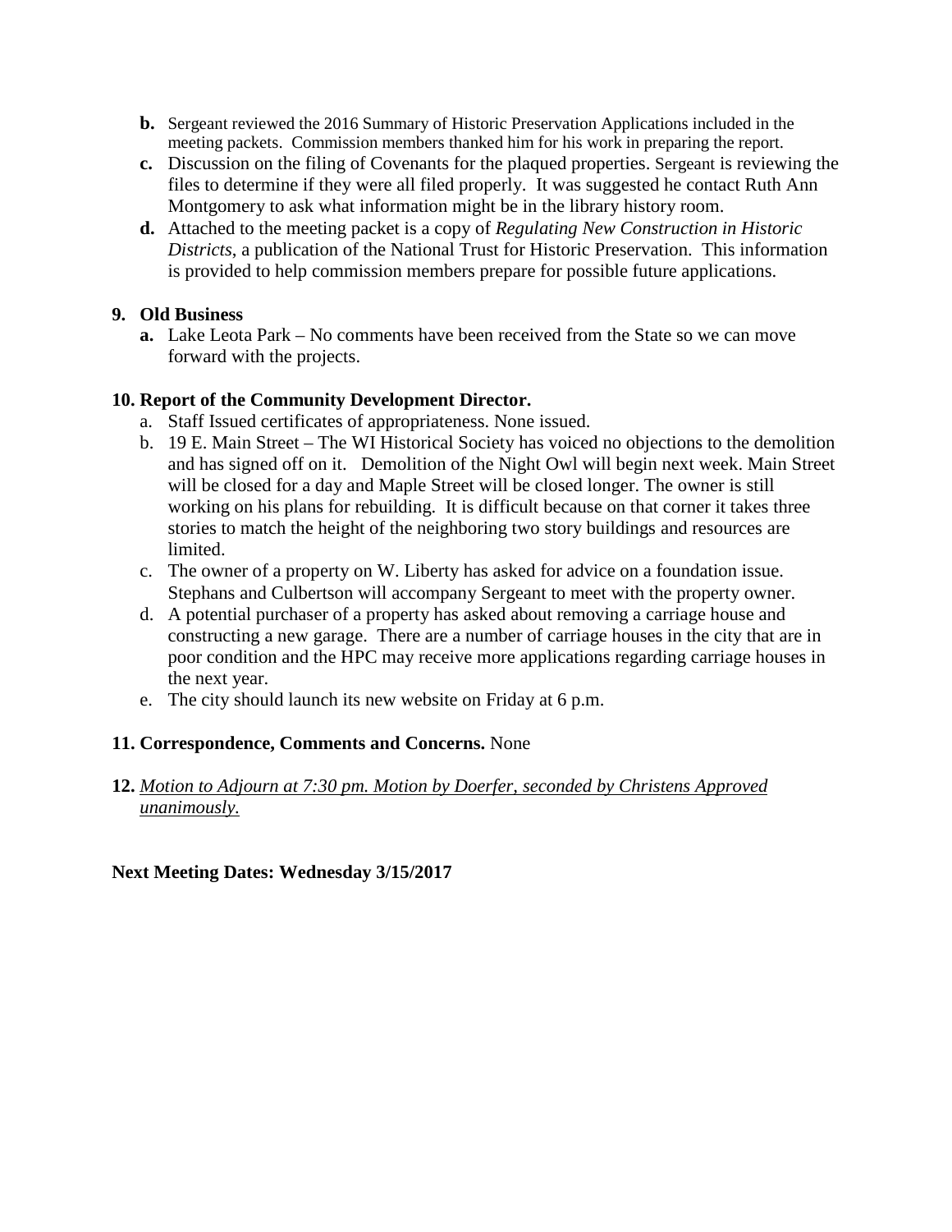- **b.** Sergeant reviewed the 2016 Summary of Historic Preservation Applications included in the meeting packets. Commission members thanked him for his work in preparing the report.
- **c.** Discussion on the filing of Covenants for the plaqued properties. Sergeant is reviewing the files to determine if they were all filed properly. It was suggested he contact Ruth Ann Montgomery to ask what information might be in the library history room.
- **d.** Attached to the meeting packet is a copy of *Regulating New Construction in Historic Districts*, a publication of the National Trust for Historic Preservation. This information is provided to help commission members prepare for possible future applications.

**9. Old Business**

- **a.** Lake Leota Park – No comments have been received from the State so we can move forward with the projects.

**10. Report of the Community Development Director.**

- a. Staff Issued certificates of appropriateness. None issued.
- b. 19 E. Main Street – The WI Historical Society has voiced no objections to the demolition and has signed off on it. Demolition of the Night Owl will begin next week. Main Street will be closed for a day and Maple Street will be closed longer. The owner is still working on his plans for rebuilding. It is difficult because on that corner it takes three stories to match the height of the neighboring two story buildings and resources are limited.
- c. The owner of a property on W. Liberty has asked for advice on a foundation issue. Stephans and Culbertson will accompany Sergeant to meet with the property owner.
- d. A potential purchaser of a property has asked about removing a carriage house and constructing a new garage. There are a number of carriage houses in the city that are in poor condition and the HPC may receive more applications regarding carriage houses in the next year.
- e. The city should launch its new website on Friday at 6 p.m.

**11. Correspondence, Comments and Concerns.** None

**12.** *Motion to Adjourn at 7:30 pm. Motion by Doerfer, seconded by Christens Approved unanimously.*

**Next Meeting Dates: Wednesday 3/15/2017**